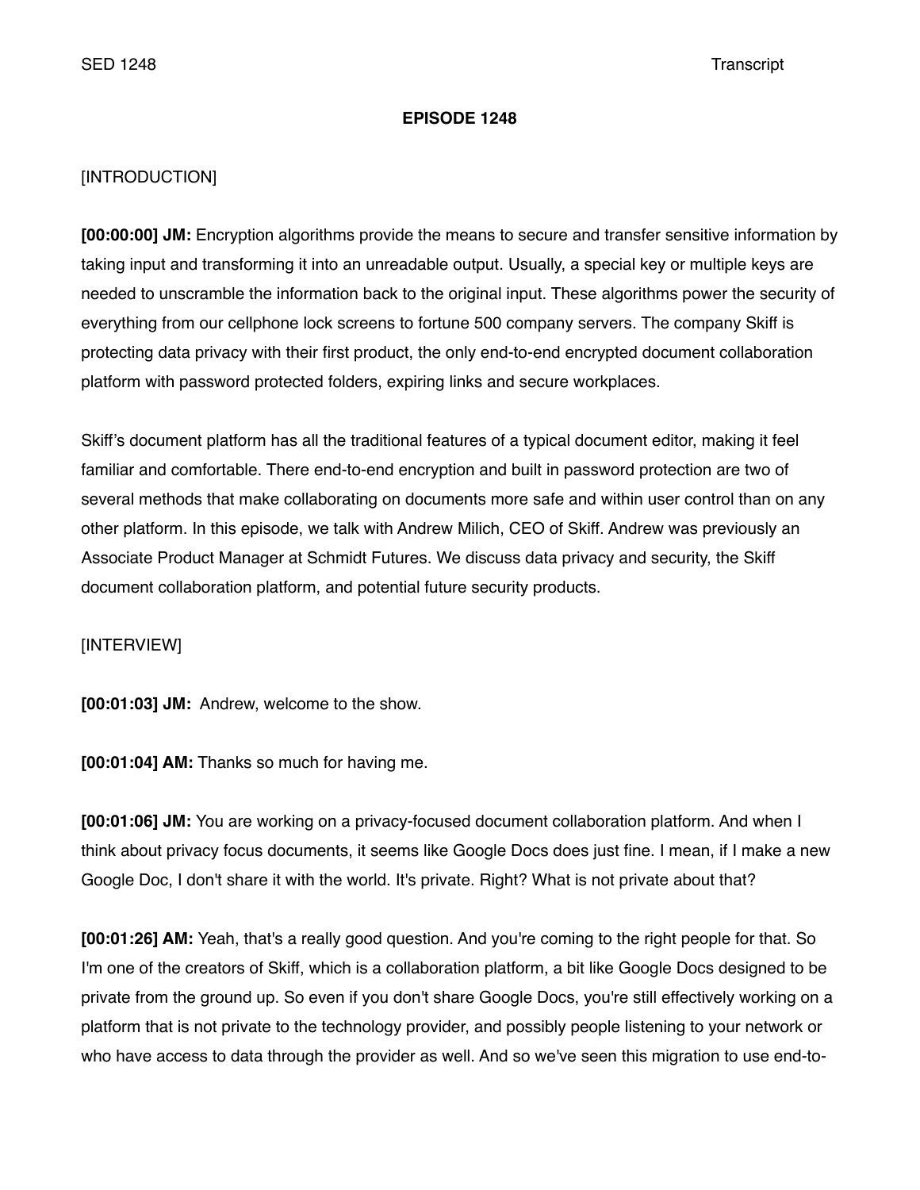# EPISODE 1248

[INTRODUCTION]

**[00:00:00] JM:** Encryption algorithms provide the means to secure and transfer sensitive information by taking input and transforming it into an unreadable output. Usually, a special key or multiple keys are needed to unscramble the information back to the original input. These algorithms power the security of everything from our cellphone lock screens to fortune 500 company servers. The company Skiff is protecting data privacy with their first product, the only end-to-end encrypted document collaboration platform with password protected folders, expiring links and secure workplaces.

Skiff's document platform has all the traditional features of a typical document editor, making it feel familiar and comfortable. There end-to-end encryption and built in password protection are two of several methods that make collaborating on documents more safe and within user control than on any other platform. In this episode, we talk with Andrew Milich, CEO of Skiff. Andrew was previously an Associate Product Manager at Schmidt Futures. We discuss data privacy and security, the Skiff document collaboration platform, and potential future security products.

[INTERVIEW]

**[00:01:03] JM:** Andrew, welcome to the show.

**[00:01:04] AM:** Thanks so much for having me.

**[00:01:06] JM:** You are working on a privacy-focused document collaboration platform. And when I think about privacy focus documents, it seems like Google Docs does just fine. I mean, if I make a new Google Doc, I don't share it with the world. It's private. Right? What is not private about that?

**[00:01:26] AM:** Yeah, that's a really good question. And you're coming to the right people for that. So I'm one of the creators of Skiff, which is a collaboration platform, a bit like Google Docs designed to be private from the ground up. So even if you don't share Google Docs, you're still effectively working on a platform that is not private to the technology provider, and possibly people listening to your network or who have access to data through the provider as well. And so we've seen this migration to use end-to-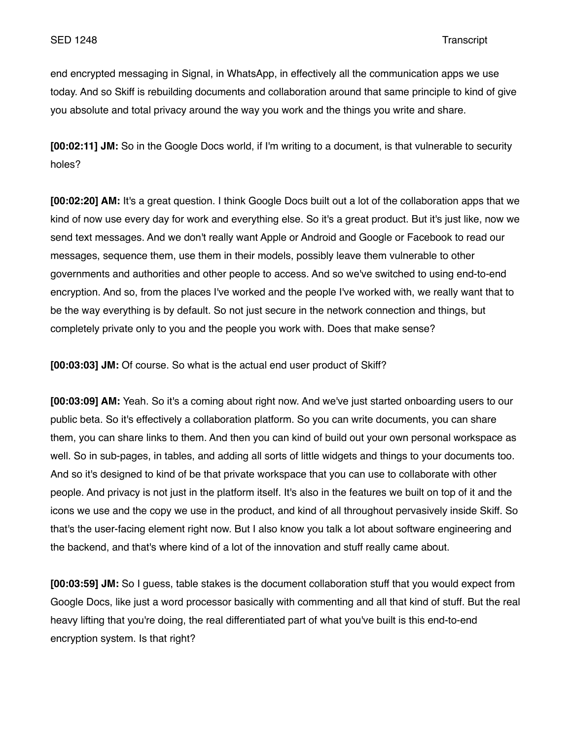end encrypted messaging in Signal, in WhatsApp, in effectively all the communication apps we use today. And so Skiff is rebuilding documents and collaboration around that same principle to kind of give you absolute and total privacy around the way you work and the things you write and share.

**[00:02:11] JM:** So in the Google Docs world, if I'm writing to a document, is that vulnerable to security holes?

**[00:02:20] AM:** It's a great question. I think Google Docs built out a lot of the collaboration apps that we kind of now use every day for work and everything else. So it's a great product. But it's just like, now we send text messages. And we don't really want Apple or Android and Google or Facebook to read our messages, sequence them, use them in their models, possibly leave them vulnerable to other governments and authorities and other people to access. And so we've switched to using end-to-end encryption. And so, from the places I've worked and the people I've worked with, we really want that to be the way everything is by default. So not just secure in the network connection and things, but completely private only to you and the people you work with. Does that make sense?

**[00:03:03] JM:** Of course. So what is the actual end user product of Skiff?

**[00:03:09] AM:** Yeah. So it's a coming about right now. And we've just started onboarding users to our public beta. So it's effectively a collaboration platform. So you can write documents, you can share them, you can share links to them. And then you can kind of build out your own personal workspace as well. So in sub-pages, in tables, and adding all sorts of little widgets and things to your documents too. And so it's designed to kind of be that private workspace that you can use to collaborate with other people. And privacy is not just in the platform itself. It's also in the features we built on top of it and the icons we use and the copy we use in the product, and kind of all throughout pervasively inside Skiff. So that's the user-facing element right now. But I also know you talk a lot about software engineering and the backend, and that's where kind of a lot of the innovation and stuff really came about.

**[00:03:59] JM:** So I guess, table stakes is the document collaboration stuff that you would expect from Google Docs, like just a word processor basically with commenting and all that kind of stuff. But the real heavy lifting that you're doing, the real differentiated part of what you've built is this end-to-end encryption system. Is that right?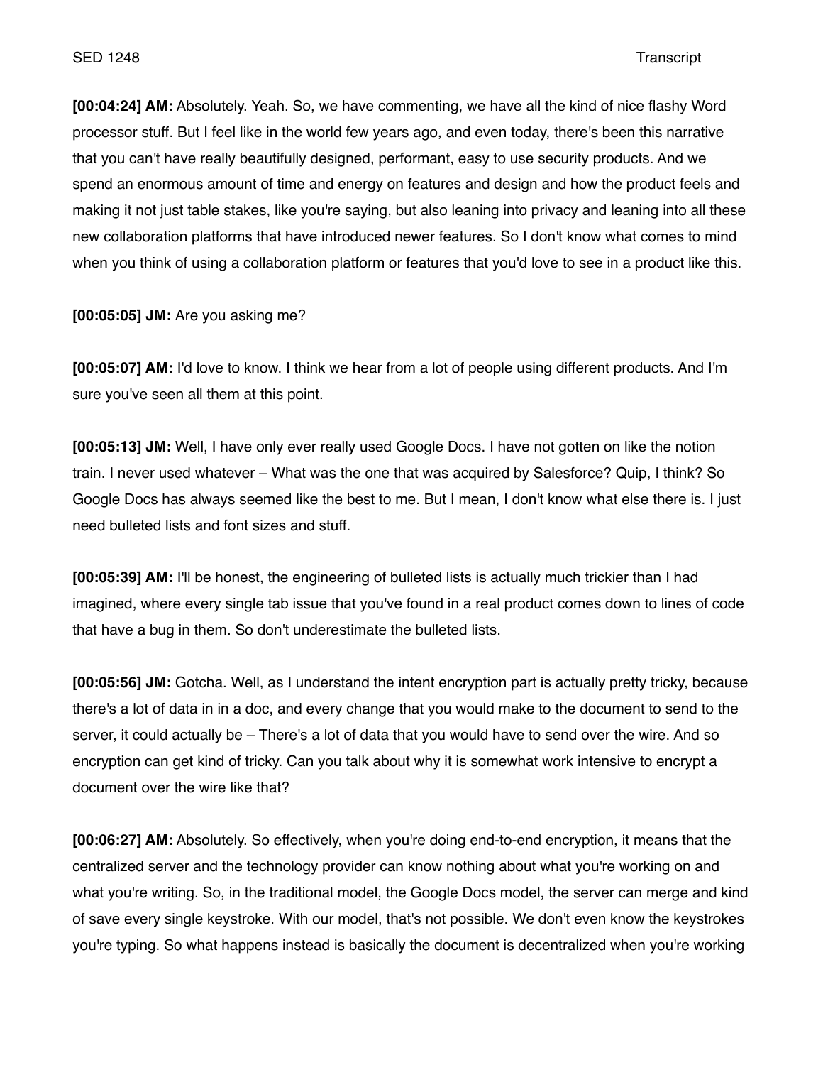**[00:04:24] AM:** Absolutely. Yeah. So, we have commenting, we have all the kind of nice flashy Word processor stuff. But I feel like in the world few years ago, and even today, there's been this narrative that you can't have really beautifully designed, performant, easy to use security products. And we spend an enormous amount of time and energy on features and design and how the product feels and making it not just table stakes, like you're saying, but also leaning into privacy and leaning into all these new collaboration platforms that have introduced newer features. So I don't know what comes to mind when you think of using a collaboration platform or features that you'd love to see in a product like this.

**[00:05:05] JM:** Are you asking me?

**[00:05:07] AM:** I'd love to know. I think we hear from a lot of people using different products. And I'm sure you've seen all them at this point.

**[00:05:13] JM:** Well, I have only ever really used Google Docs. I have not gotten on like the notion train. I never used whatever – What was the one that was acquired by Salesforce? Quip, I think? So Google Docs has always seemed like the best to me. But I mean, I don't know what else there is. I just need bulleted lists and font sizes and stuff.

**[00:05:39] AM:** I'll be honest, the engineering of bulleted lists is actually much trickier than I had imagined, where every single tab issue that you've found in a real product comes down to lines of code that have a bug in them. So don't underestimate the bulleted lists.

**[00:05:56] JM:** Gotcha. Well, as I understand the intent encryption part is actually pretty tricky, because there's a lot of data in in a doc, and every change that you would make to the document to send to the server, it could actually be – There's a lot of data that you would have to send over the wire. And so encryption can get kind of tricky. Can you talk about why it is somewhat work intensive to encrypt a document over the wire like that?

**[00:06:27] AM:** Absolutely. So effectively, when you're doing end-to-end encryption, it means that the centralized server and the technology provider can know nothing about what you're working on and what you're writing. So, in the traditional model, the Google Docs model, the server can merge and kind of save every single keystroke. With our model, that's not possible. We don't even know the keystrokes you're typing. So what happens instead is basically the document is decentralized when you're working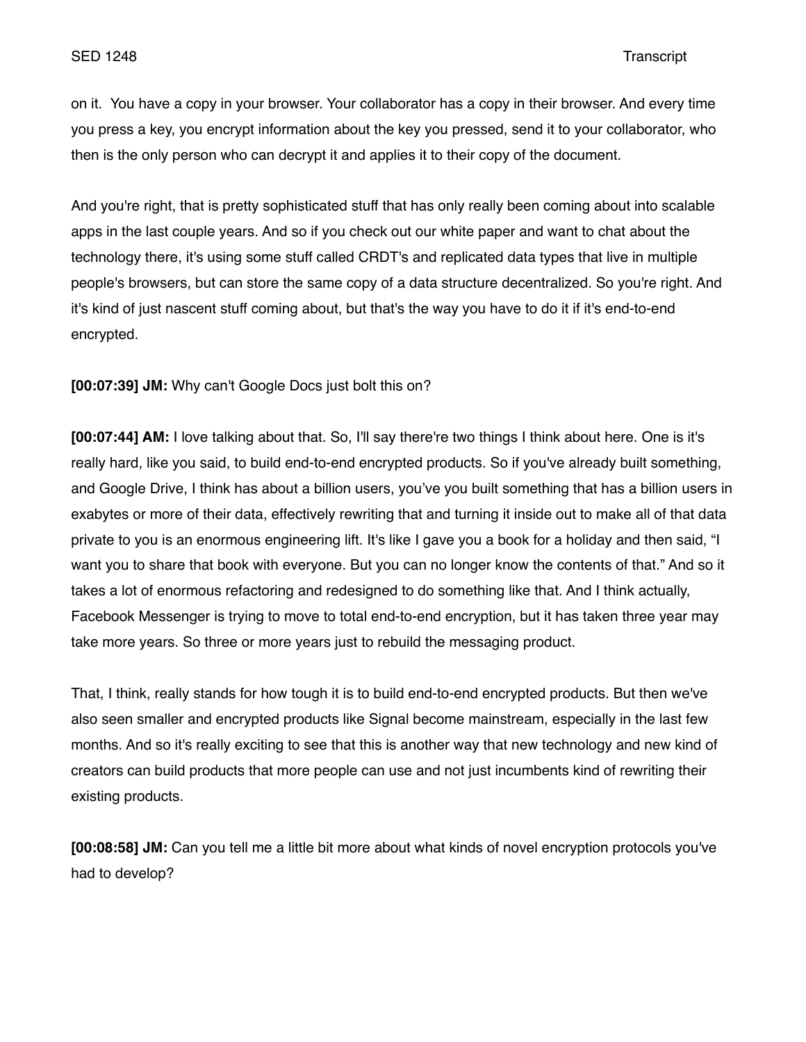on it. You have a copy in your browser. Your collaborator has a copy in their browser. And every time you press a key, you encrypt information about the key you pressed, send it to your collaborator, who then is the only person who can decrypt it and applies it to their copy of the document.

And you're right, that is pretty sophisticated stuff that has only really been coming about into scalable apps in the last couple years. And so if you check out our white paper and want to chat about the technology there, it's using some stuff called CRDT's and replicated data types that live in multiple people's browsers, but can store the same copy of a data structure decentralized. So you're right. And it's kind of just nascent stuff coming about, but that's the way you have to do it if it's end-to-end encrypted.

**[00:07:39] JM:** Why can't Google Docs just bolt this on?

**[00:07:44] AM:** I love talking about that. So, I'll say there're two things I think about here. One is it's really hard, like you said, to build end-to-end encrypted products. So if you've already built something, and Google Drive, I think has about a billion users, you've you built something that has a billion users in exabytes or more of their data, effectively rewriting that and turning it inside out to make all of that data private to you is an enormous engineering lift. It's like I gave you a book for a holiday and then said, "I want you to share that book with everyone. But you can no longer know the contents of that." And so it takes a lot of enormous refactoring and redesigned to do something like that. And I think actually, Facebook Messenger is trying to move to total end-to-end encryption, but it has taken three year may take more years. So three or more years just to rebuild the messaging product.

That, I think, really stands for how tough it is to build end-to-end encrypted products. But then we've also seen smaller and encrypted products like Signal become mainstream, especially in the last few months. And so it's really exciting to see that this is another way that new technology and new kind of creators can build products that more people can use and not just incumbents kind of rewriting their existing products.

**[00:08:58] JM:** Can you tell me a little bit more about what kinds of novel encryption protocols you've had to develop?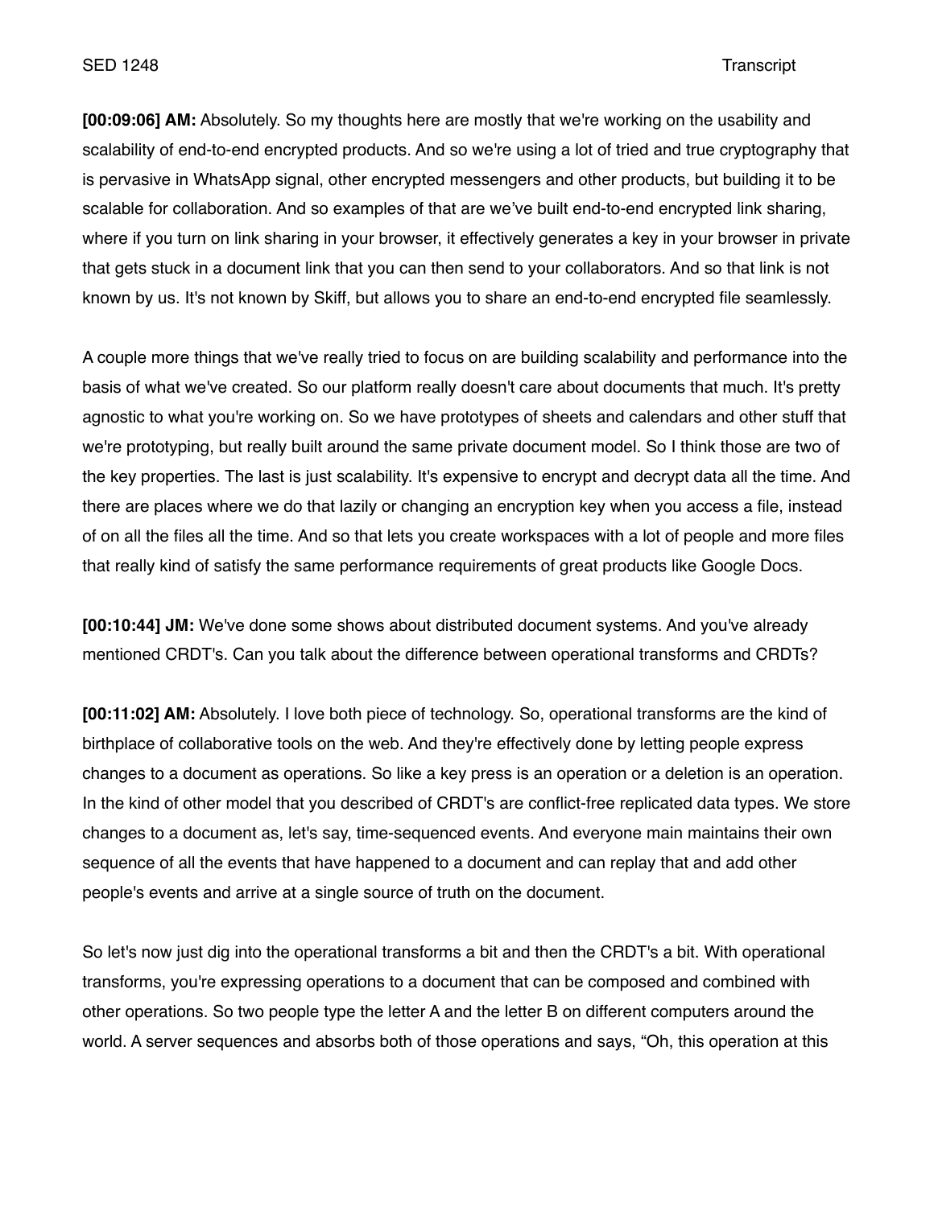**[00:09:06] AM:** Absolutely. So my thoughts here are mostly that we're working on the usability and scalability of end-to-end encrypted products. And so we're using a lot of tried and true cryptography that is pervasive in WhatsApp signal, other encrypted messengers and other products, but building it to be scalable for collaboration. And so examples of that are we've built end-to-end encrypted link sharing, where if you turn on link sharing in your browser, it effectively generates a key in your browser in private that gets stuck in a document link that you can then send to your collaborators. And so that link is not known by us. It's not known by Skiff, but allows you to share an end-to-end encrypted file seamlessly.

A couple more things that we've really tried to focus on are building scalability and performance into the basis of what we've created. So our platform really doesn't care about documents that much. It's pretty agnostic to what you're working on. So we have prototypes of sheets and calendars and other stuff that we're prototyping, but really built around the same private document model. So I think those are two of the key properties. The last is just scalability. It's expensive to encrypt and decrypt data all the time. And there are places where we do that lazily or changing an encryption key when you access a file, instead of on all the files all the time. And so that lets you create workspaces with a lot of people and more files that really kind of satisfy the same performance requirements of great products like Google Docs.

**[00:10:44] JM:** We've done some shows about distributed document systems. And you've already mentioned CRDT's. Can you talk about the difference between operational transforms and CRDTs?

**[00:11:02] AM:** Absolutely. I love both piece of technology. So, operational transforms are the kind of birthplace of collaborative tools on the web. And they're effectively done by letting people express changes to a document as operations. So like a key press is an operation or a deletion is an operation. In the kind of other model that you described of CRDT's are conflict-free replicated data types. We store changes to a document as, let's say, time-sequenced events. And everyone main maintains their own sequence of all the events that have happened to a document and can replay that and add other people's events and arrive at a single source of truth on the document.

So let's now just dig into the operational transforms a bit and then the CRDT's a bit. With operational transforms, you're expressing operations to a document that can be composed and combined with other operations. So two people type the letter A and the letter B on different computers around the world. A server sequences and absorbs both of those operations and says, "Oh, this operation at this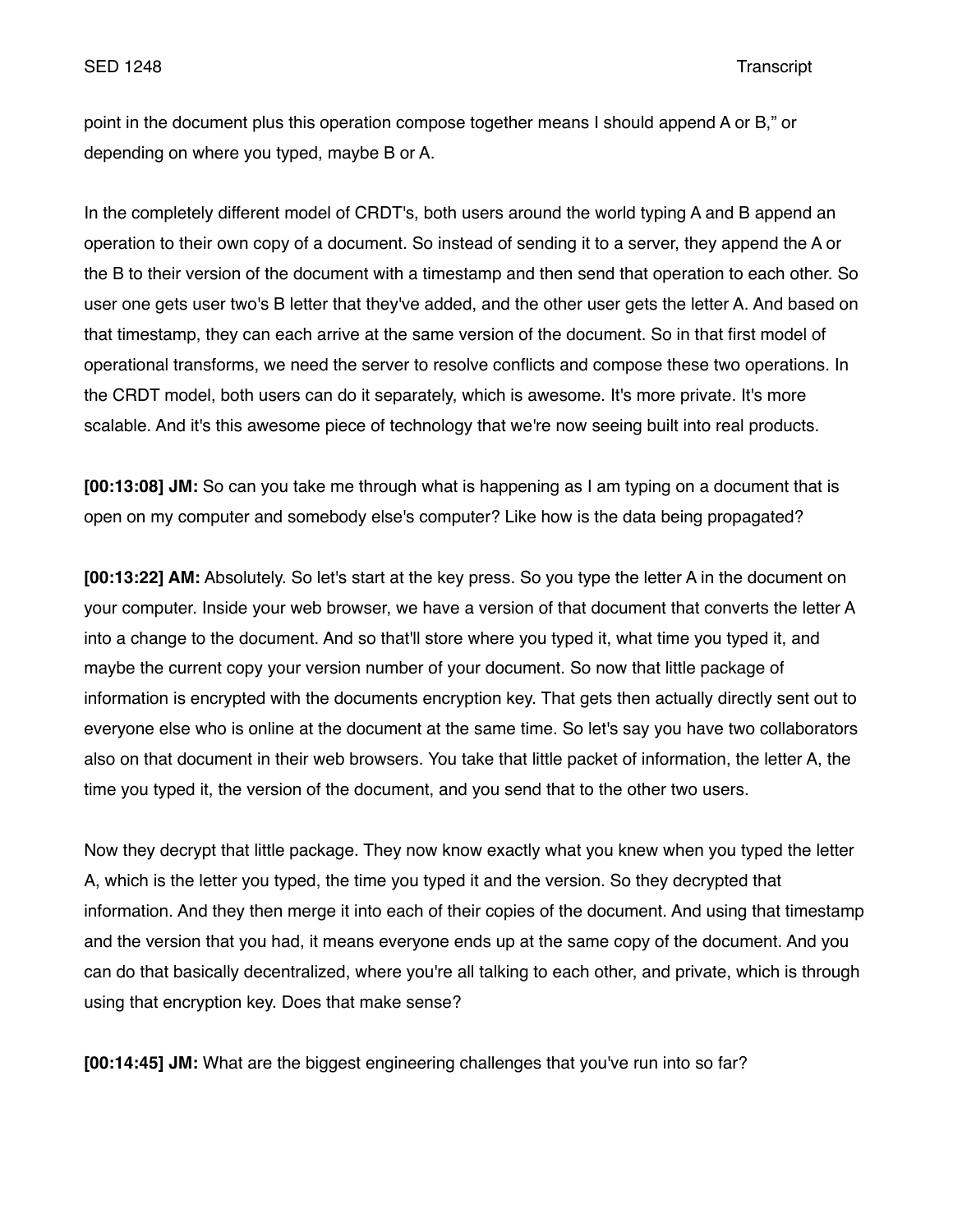point in the document plus this operation compose together means I should append A or B," or depending on where you typed, maybe B or A.

In the completely different model of CRDT's, both users around the world typing A and B append an operation to their own copy of a document. So instead of sending it to a server, they append the A or the B to their version of the document with a timestamp and then send that operation to each other. So user one gets user two's B letter that they've added, and the other user gets the letter A. And based on that timestamp, they can each arrive at the same version of the document. So in that first model of operational transforms, we need the server to resolve conflicts and compose these two operations. In the CRDT model, both users can do it separately, which is awesome. It's more private. It's more scalable. And it's this awesome piece of technology that we're now seeing built into real products.

**[00:13:08] JM:** So can you take me through what is happening as I am typing on a document that is open on my computer and somebody else's computer? Like how is the data being propagated?

**[00:13:22] AM:** Absolutely. So let's start at the key press. So you type the letter A in the document on your computer. Inside your web browser, we have a version of that document that converts the letter A into a change to the document. And so that'll store where you typed it, what time you typed it, and maybe the current copy your version number of your document. So now that little package of information is encrypted with the documents encryption key. That gets then actually directly sent out to everyone else who is online at the document at the same time. So let's say you have two collaborators also on that document in their web browsers. You take that little packet of information, the letter A, the time you typed it, the version of the document, and you send that to the other two users.

Now they decrypt that little package. They now know exactly what you knew when you typed the letter A, which is the letter you typed, the time you typed it and the version. So they decrypted that information. And they then merge it into each of their copies of the document. And using that timestamp and the version that you had, it means everyone ends up at the same copy of the document. And you can do that basically decentralized, where you're all talking to each other, and private, which is through using that encryption key. Does that make sense?

**[00:14:45] JM:** What are the biggest engineering challenges that you've run into so far?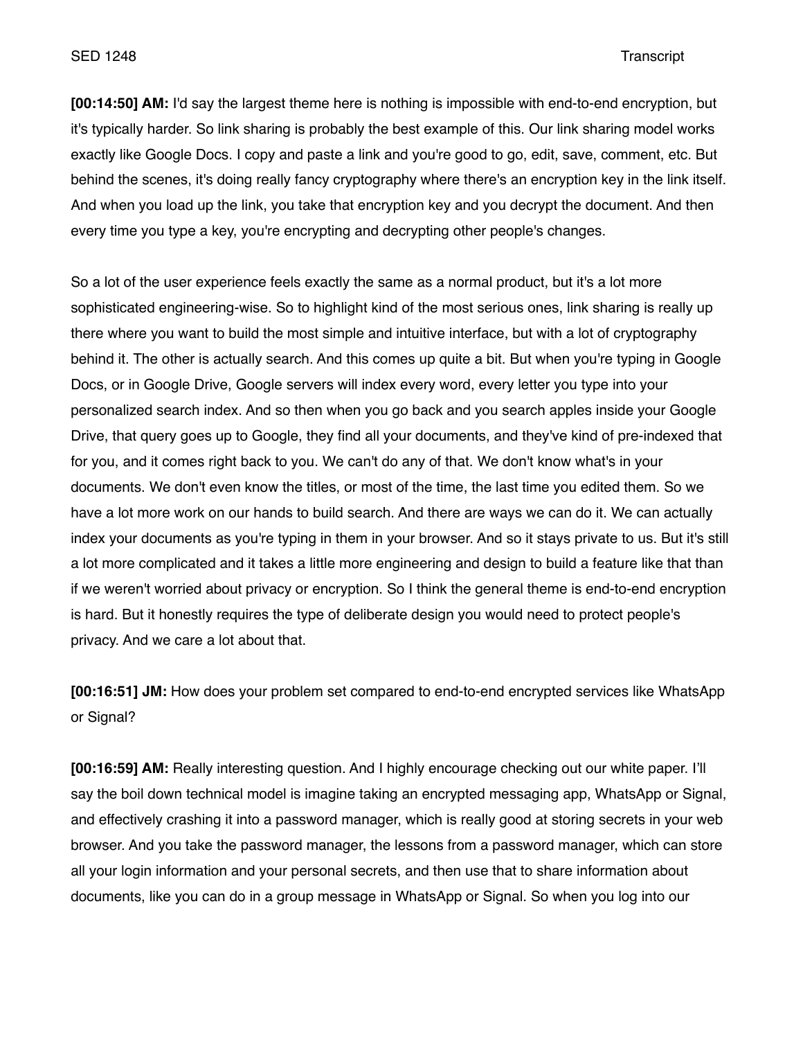**[00:14:50] AM:** I'd say the largest theme here is nothing is impossible with end-to-end encryption, but it's typically harder. So link sharing is probably the best example of this. Our link sharing model works exactly like Google Docs. I copy and paste a link and you're good to go, edit, save, comment, etc. But behind the scenes, it's doing really fancy cryptography where there's an encryption key in the link itself. And when you load up the link, you take that encryption key and you decrypt the document. And then every time you type a key, you're encrypting and decrypting other people's changes.

So a lot of the user experience feels exactly the same as a normal product, but it's a lot more sophisticated engineering-wise. So to highlight kind of the most serious ones, link sharing is really up there where you want to build the most simple and intuitive interface, but with a lot of cryptography behind it. The other is actually search. And this comes up quite a bit. But when you're typing in Google Docs, or in Google Drive, Google servers will index every word, every letter you type into your personalized search index. And so then when you go back and you search apples inside your Google Drive, that query goes up to Google, they find all your documents, and they've kind of pre-indexed that for you, and it comes right back to you. We can't do any of that. We don't know what's in your documents. We don't even know the titles, or most of the time, the last time you edited them. So we have a lot more work on our hands to build search. And there are ways we can do it. We can actually index your documents as you're typing in them in your browser. And so it stays private to us. But it's still a lot more complicated and it takes a little more engineering and design to build a feature like that than if we weren't worried about privacy or encryption. So I think the general theme is end-to-end encryption is hard. But it honestly requires the type of deliberate design you would need to protect people's privacy. And we care a lot about that.

**[00:16:51] JM:** How does your problem set compared to end-to-end encrypted services like WhatsApp or Signal?

**[00:16:59] AM:** Really interesting question. And I highly encourage checking out our white paper. I'll say the boil down technical model is imagine taking an encrypted messaging app, WhatsApp or Signal, and effectively crashing it into a password manager, which is really good at storing secrets in your web browser. And you take the password manager, the lessons from a password manager, which can store all your login information and your personal secrets, and then use that to share information about documents, like you can do in a group message in WhatsApp or Signal. So when you log into our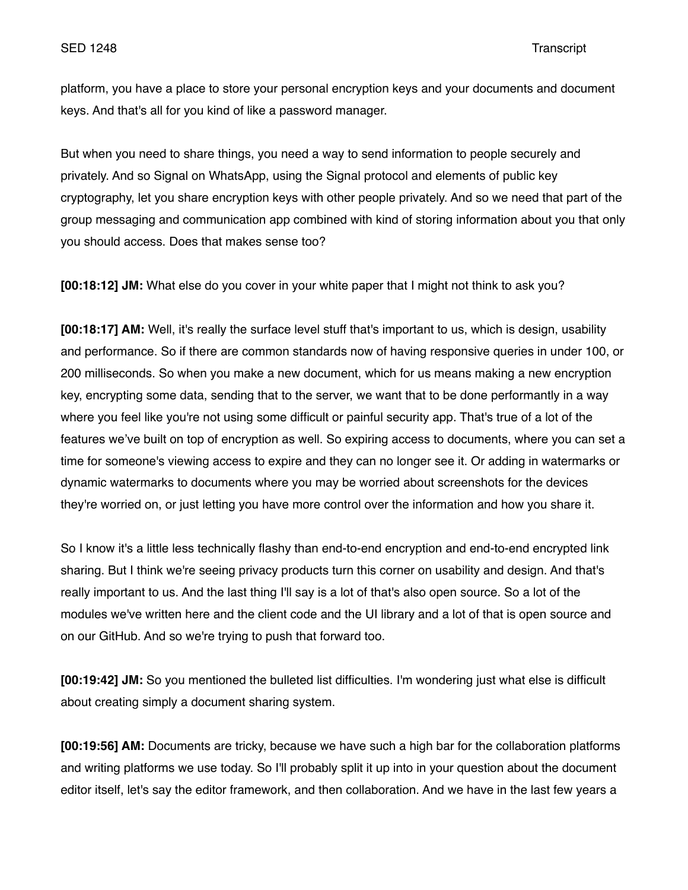platform, you have a place to store your personal encryption keys and your documents and document keys. And that's all for you kind of like a password manager.

But when you need to share things, you need a way to send information to people securely and privately. And so Signal on WhatsApp, using the Signal protocol and elements of public key cryptography, let you share encryption keys with other people privately. And so we need that part of the group messaging and communication app combined with kind of storing information about you that only you should access. Does that makes sense too?

**[00:18:12] JM:** What else do you cover in your white paper that I might not think to ask you?

**[00:18:17] AM:** Well, it's really the surface level stuff that's important to us, which is design, usability and performance. So if there are common standards now of having responsive queries in under 100, or 200 milliseconds. So when you make a new document, which for us means making a new encryption key, encrypting some data, sending that to the server, we want that to be done performantly in a way where you feel like you're not using some difficult or painful security app. That's true of a lot of the features we've built on top of encryption as well. So expiring access to documents, where you can set a time for someone's viewing access to expire and they can no longer see it. Or adding in watermarks or dynamic watermarks to documents where you may be worried about screenshots for the devices they're worried on, or just letting you have more control over the information and how you share it.

So I know it's a little less technically flashy than end-to-end encryption and end-to-end encrypted link sharing. But I think we're seeing privacy products turn this corner on usability and design. And that's really important to us. And the last thing I'll say is a lot of that's also open source. So a lot of the modules we've written here and the client code and the UI library and a lot of that is open source and on our GitHub. And so we're trying to push that forward too.

**[00:19:42] JM:** So you mentioned the bulleted list difficulties. I'm wondering just what else is difficult about creating simply a document sharing system.

**[00:19:56] AM:** Documents are tricky, because we have such a high bar for the collaboration platforms and writing platforms we use today. So I'll probably split it up into in your question about the document editor itself, let's say the editor framework, and then collaboration. And we have in the last few years a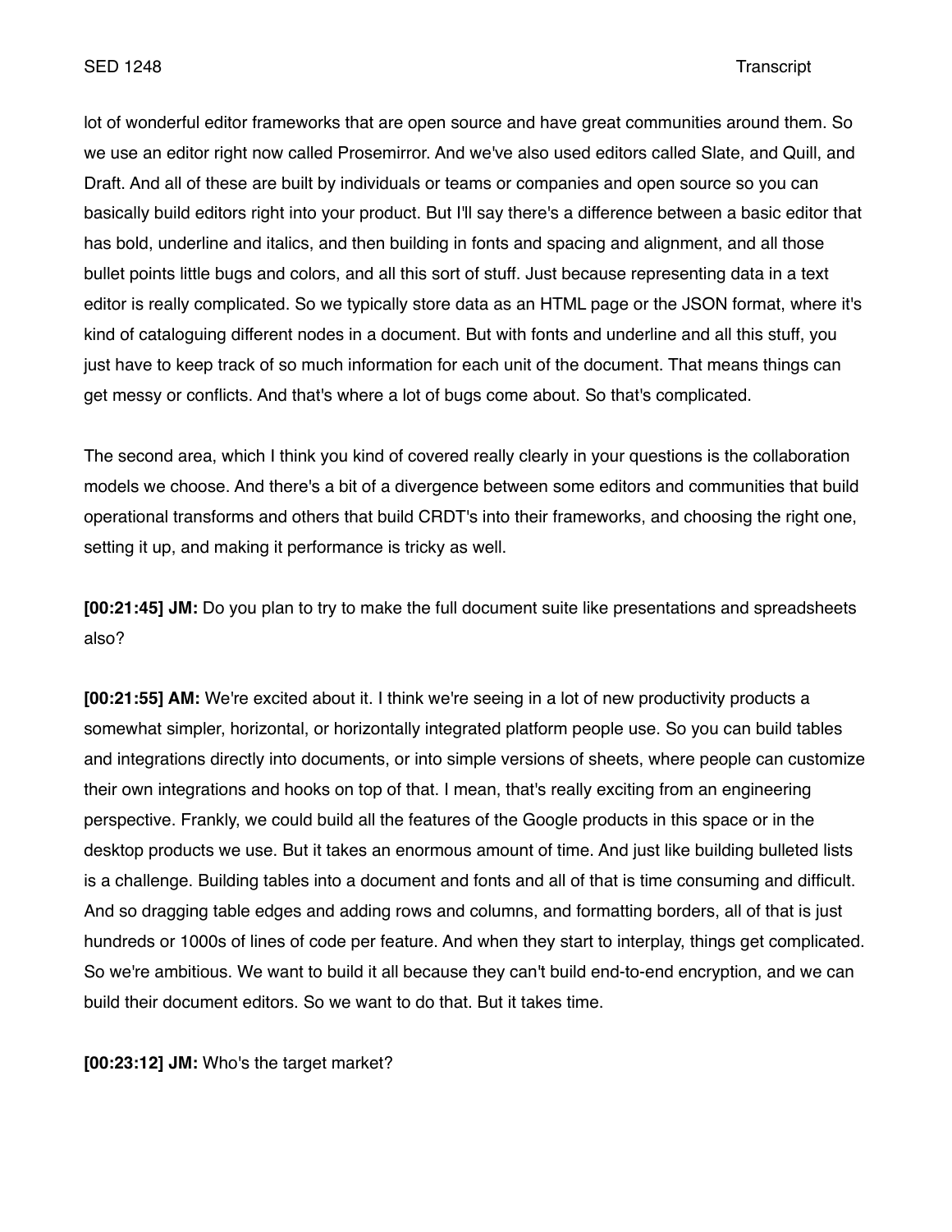lot of wonderful editor frameworks that are open source and have great communities around them. So we use an editor right now called Prosemirror. And we've also used editors called Slate, and Quill, and Draft. And all of these are built by individuals or teams or companies and open source so you can basically build editors right into your product. But I'll say there's a difference between a basic editor that has bold, underline and italics, and then building in fonts and spacing and alignment, and all those bullet points little bugs and colors, and all this sort of stuff. Just because representing data in a text editor is really complicated. So we typically store data as an HTML page or the JSON format, where it's kind of cataloguing different nodes in a document. But with fonts and underline and all this stuff, you just have to keep track of so much information for each unit of the document. That means things can get messy or conflicts. And that's where a lot of bugs come about. So that's complicated.

The second area, which I think you kind of covered really clearly in your questions is the collaboration models we choose. And there's a bit of a divergence between some editors and communities that build operational transforms and others that build CRDT's into their frameworks, and choosing the right one, setting it up, and making it performance is tricky as well.

**[00:21:45] JM:** Do you plan to try to make the full document suite like presentations and spreadsheets also?

**[00:21:55] AM:** We're excited about it. I think we're seeing in a lot of new productivity products a somewhat simpler, horizontal, or horizontally integrated platform people use. So you can build tables and integrations directly into documents, or into simple versions of sheets, where people can customize their own integrations and hooks on top of that. I mean, that's really exciting from an engineering perspective. Frankly, we could build all the features of the Google products in this space or in the desktop products we use. But it takes an enormous amount of time. And just like building bulleted lists is a challenge. Building tables into a document and fonts and all of that is time consuming and difficult. And so dragging table edges and adding rows and columns, and formatting borders, all of that is just hundreds or 1000s of lines of code per feature. And when they start to interplay, things get complicated. So we're ambitious. We want to build it all because they can't build end-to-end encryption, and we can build their document editors. So we want to do that. But it takes time.

**[00:23:12] JM:** Who's the target market?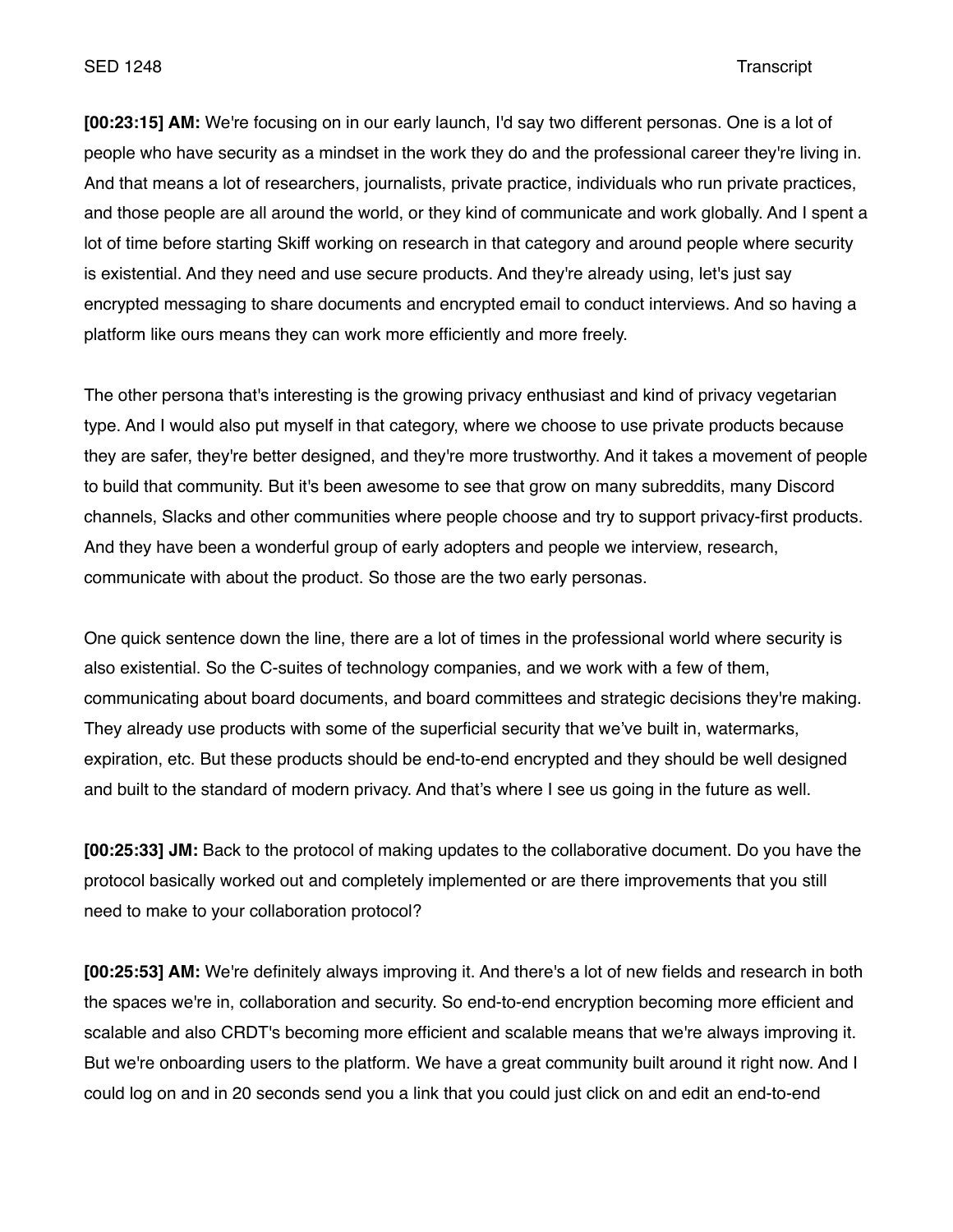**[00:23:15] AM:** We're focusing on in our early launch, I'd say two different personas. One is a lot of people who have security as a mindset in the work they do and the professional career they're living in. And that means a lot of researchers, journalists, private practice, individuals who run private practices, and those people are all around the world, or they kind of communicate and work globally. And I spent a lot of time before starting Skiff working on research in that category and around people where security is existential. And they need and use secure products. And they're already using, let's just say encrypted messaging to share documents and encrypted email to conduct interviews. And so having a platform like ours means they can work more efficiently and more freely.

The other persona that's interesting is the growing privacy enthusiast and kind of privacy vegetarian type. And I would also put myself in that category, where we choose to use private products because they are safer, they're better designed, and they're more trustworthy. And it takes a movement of people to build that community. But it's been awesome to see that grow on many subreddits, many Discord channels, Slacks and other communities where people choose and try to support privacy-first products. And they have been a wonderful group of early adopters and people we interview, research, communicate with about the product. So those are the two early personas.

One quick sentence down the line, there are a lot of times in the professional world where security is also existential. So the C-suites of technology companies, and we work with a few of them, communicating about board documents, and board committees and strategic decisions they're making. They already use products with some of the superficial security that we've built in, watermarks, expiration, etc. But these products should be end-to-end encrypted and they should be well designed and built to the standard of modern privacy. And that's where I see us going in the future as well.

**[00:25:33] JM:** Back to the protocol of making updates to the collaborative document. Do you have the protocol basically worked out and completely implemented or are there improvements that you still need to make to your collaboration protocol?

**[00:25:53] AM:** We're definitely always improving it. And there's a lot of new fields and research in both the spaces we're in, collaboration and security. So end-to-end encryption becoming more efficient and scalable and also CRDT's becoming more efficient and scalable means that we're always improving it. But we're onboarding users to the platform. We have a great community built around it right now. And I could log on and in 20 seconds send you a link that you could just click on and edit an end-to-end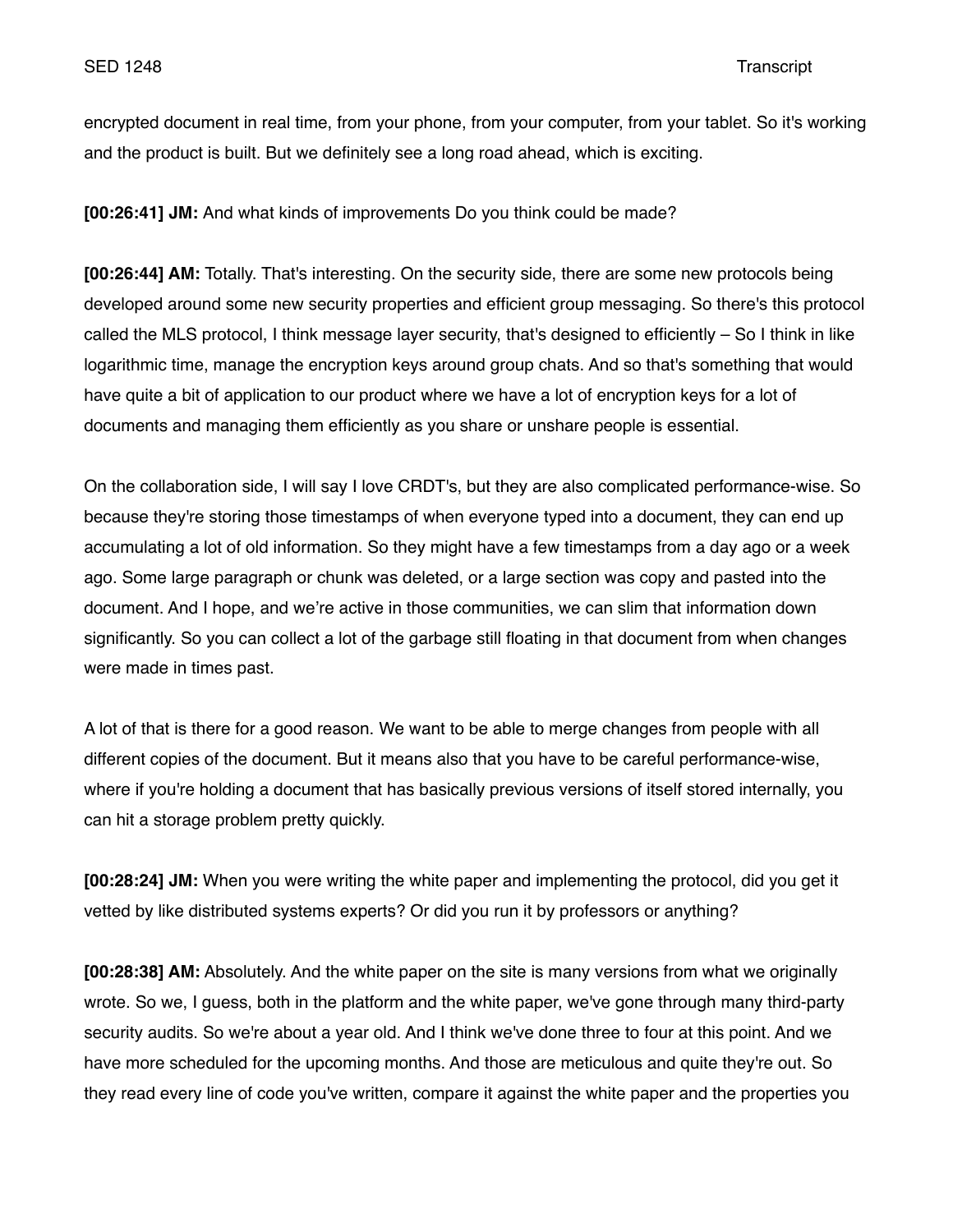encrypted document in real time, from your phone, from your computer, from your tablet. So it's working and the product is built. But we definitely see a long road ahead, which is exciting.

**[00:26:41] JM:** And what kinds of improvements Do you think could be made?

**[00:26:44] AM:** Totally. That's interesting. On the security side, there are some new protocols being developed around some new security properties and efficient group messaging. So there's this protocol called the MLS protocol, I think message layer security, that's designed to efficiently – So I think in like logarithmic time, manage the encryption keys around group chats. And so that's something that would have quite a bit of application to our product where we have a lot of encryption keys for a lot of documents and managing them efficiently as you share or unshare people is essential.

On the collaboration side, I will say I love CRDT's, but they are also complicated performance-wise. So because they're storing those timestamps of when everyone typed into a document, they can end up accumulating a lot of old information. So they might have a few timestamps from a day ago or a week ago. Some large paragraph or chunk was deleted, or a large section was copy and pasted into the document. And I hope, and we're active in those communities, we can slim that information down significantly. So you can collect a lot of the garbage still floating in that document from when changes were made in times past.

A lot of that is there for a good reason. We want to be able to merge changes from people with all different copies of the document. But it means also that you have to be careful performance-wise, where if you're holding a document that has basically previous versions of itself stored internally, you can hit a storage problem pretty quickly.

**[00:28:24] JM:** When you were writing the white paper and implementing the protocol, did you get it vetted by like distributed systems experts? Or did you run it by professors or anything?

**[00:28:38] AM:** Absolutely. And the white paper on the site is many versions from what we originally wrote. So we, I guess, both in the platform and the white paper, we've gone through many third-party security audits. So we're about a year old. And I think we've done three to four at this point. And we have more scheduled for the upcoming months. And those are meticulous and quite they're out. So they read every line of code you've written, compare it against the white paper and the properties you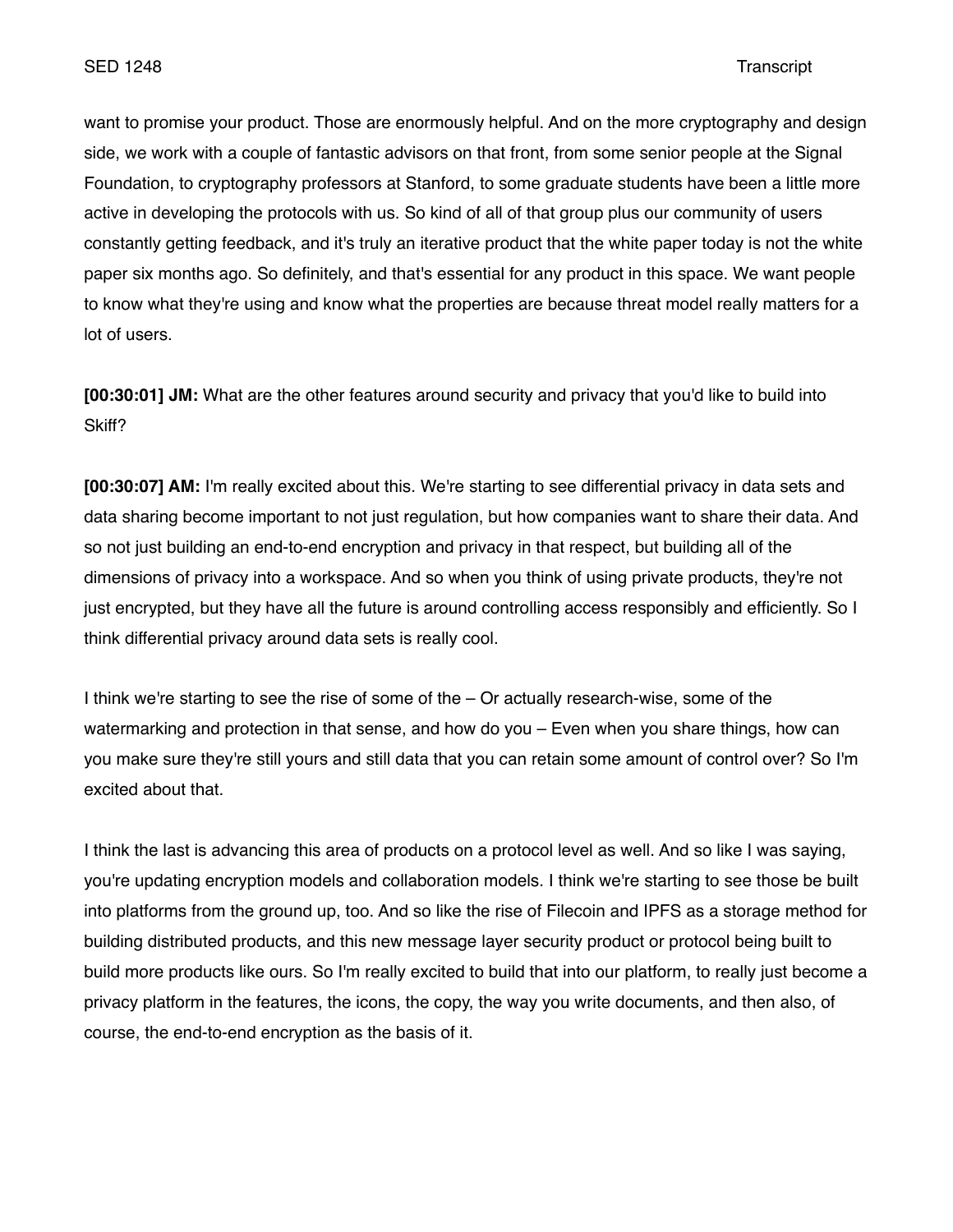want to promise your product. Those are enormously helpful. And on the more cryptography and design side, we work with a couple of fantastic advisors on that front, from some senior people at the Signal Foundation, to cryptography professors at Stanford, to some graduate students have been a little more active in developing the protocols with us. So kind of all of that group plus our community of users constantly getting feedback, and it's truly an iterative product that the white paper today is not the white paper six months ago. So definitely, and that's essential for any product in this space. We want people to know what they're using and know what the properties are because threat model really matters for a lot of users.

**[00:30:01] JM:** What are the other features around security and privacy that you'd like to build into Skiff?

**[00:30:07] AM:** I'm really excited about this. We're starting to see differential privacy in data sets and data sharing become important to not just regulation, but how companies want to share their data. And so not just building an end-to-end encryption and privacy in that respect, but building all of the dimensions of privacy into a workspace. And so when you think of using private products, they're not just encrypted, but they have all the future is around controlling access responsibly and efficiently. So I think differential privacy around data sets is really cool.

I think we're starting to see the rise of some of the – Or actually research-wise, some of the watermarking and protection in that sense, and how do you – Even when you share things, how can you make sure they're still yours and still data that you can retain some amount of control over? So I'm excited about that.

I think the last is advancing this area of products on a protocol level as well. And so like I was saying, you're updating encryption models and collaboration models. I think we're starting to see those be built into platforms from the ground up, too. And so like the rise of Filecoin and IPFS as a storage method for building distributed products, and this new message layer security product or protocol being built to build more products like ours. So I'm really excited to build that into our platform, to really just become a privacy platform in the features, the icons, the copy, the way you write documents, and then also, of course, the end-to-end encryption as the basis of it.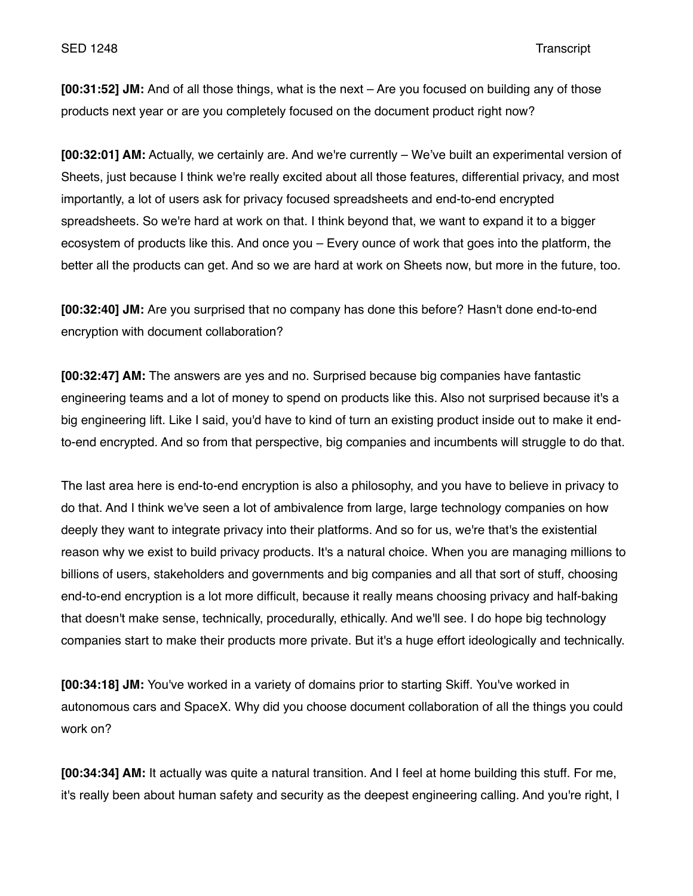**[00:31:52] JM:** And of all those things, what is the next – Are you focused on building any of those products next year or are you completely focused on the document product right now?

**[00:32:01] AM:** Actually, we certainly are. And we're currently – We've built an experimental version of Sheets, just because I think we're really excited about all those features, differential privacy, and most importantly, a lot of users ask for privacy focused spreadsheets and end-to-end encrypted spreadsheets. So we're hard at work on that. I think beyond that, we want to expand it to a bigger ecosystem of products like this. And once you – Every ounce of work that goes into the platform, the better all the products can get. And so we are hard at work on Sheets now, but more in the future, too.

**[00:32:40] JM:** Are you surprised that no company has done this before? Hasn't done end-to-end encryption with document collaboration?

**[00:32:47] AM:** The answers are yes and no. Surprised because big companies have fantastic engineering teams and a lot of money to spend on products like this. Also not surprised because it's a big engineering lift. Like I said, you'd have to kind of turn an existing product inside out to make it end-to-end encrypted. And so from that perspective, big companies and incumbents will struggle to do that.

The last area here is end-to-end encryption is also a philosophy, and you have to believe in privacy to do that. And I think we've seen a lot of ambivalence from large, large technology companies on how deeply they want to integrate privacy into their platforms. And so for us, we're that's the existential reason why we exist to build privacy products. It's a natural choice. When you are managing millions to billions of users, stakeholders and governments and big companies and all that sort of stuff, choosing end-to-end encryption is a lot more difficult, because it really means choosing privacy and half-baking that doesn't make sense, technically, procedurally, ethically. And we'll see. I do hope big technology companies start to make their products more private. But it's a huge effort ideologically and technically.

**[00:34:18] JM:** You've worked in a variety of domains prior to starting Skiff. You've worked in autonomous cars and SpaceX. Why did you choose document collaboration of all the things you could work on?

**[00:34:34] AM:** It actually was quite a natural transition. And I feel at home building this stuff. For me, it's really been about human safety and security as the deepest engineering calling. And you're right, I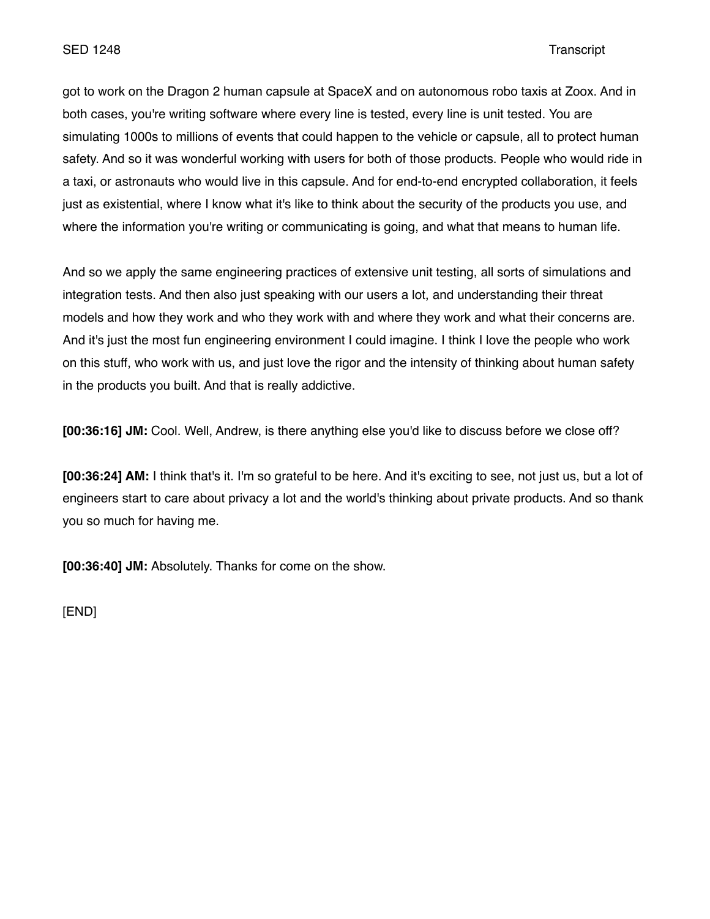got to work on the Dragon 2 human capsule at SpaceX and on autonomous robo taxis at Zoox. And in both cases, you're writing software where every line is tested, every line is unit tested. You are simulating 1000s to millions of events that could happen to the vehicle or capsule, all to protect human safety. And so it was wonderful working with users for both of those products. People who would ride in a taxi, or astronauts who would live in this capsule. And for end-to-end encrypted collaboration, it feels just as existential, where I know what it's like to think about the security of the products you use, and where the information you're writing or communicating is going, and what that means to human life.

And so we apply the same engineering practices of extensive unit testing, all sorts of simulations and integration tests. And then also just speaking with our users a lot, and understanding their threat models and how they work and who they work with and where they work and what their concerns are. And it's just the most fun engineering environment I could imagine. I think I love the people who work on this stuff, who work with us, and just love the rigor and the intensity of thinking about human safety in the products you built. And that is really addictive.

**[00:36:16] JM:** Cool. Well, Andrew, is there anything else you'd like to discuss before we close off?

**[00:36:24] AM:** I think that's it. I'm so grateful to be here. And it's exciting to see, not just us, but a lot of engineers start to care about privacy a lot and the world's thinking about private products. And so thank you so much for having me.

**[00:36:40] JM:** Absolutely. Thanks for come on the show.

[END]